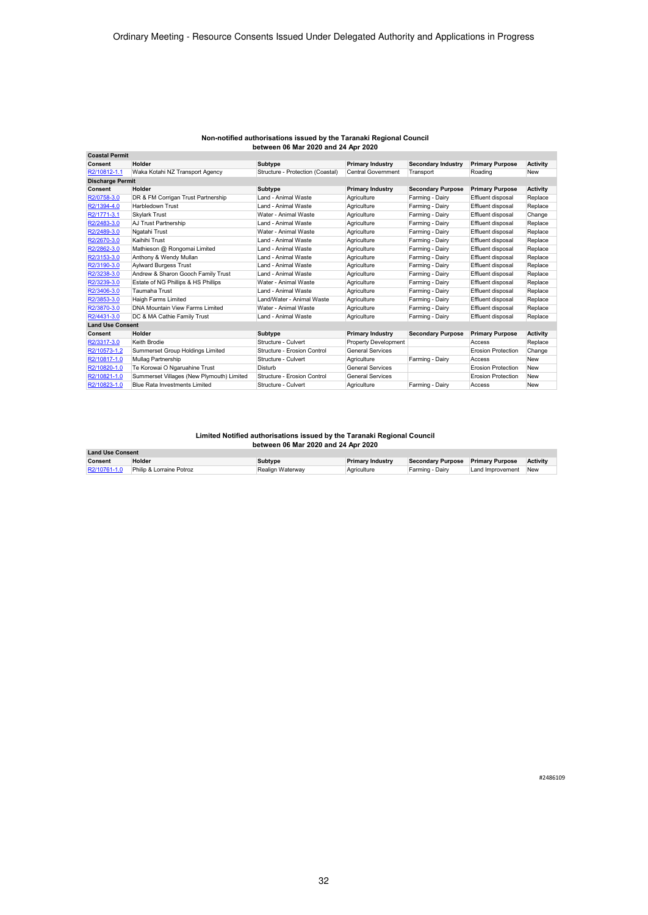Ordinary Meeting - Resource Consents Issued Under Delegated Authority and Applications in Progress

**Non-notified authorisations issued by the Taranaki Regional Council between 06 Mar 2020 and 24 Apr 2020**

| **Coastal Permit** | | | | | | |
|---|---|---|---|---|---|---|
| **Consent** | **Holder** | **Subtype** | **Primary Industry** | **Secondary Industry** | **Primary Purpose** | **Activity** |
| R2/10812-1.1 | Waka Kotahi NZ Transport Agency | Structure - Protection (Coastal) | Central Government | Transport | Roading | New |
| **Discharge Permit** | | | | | | |
| **Consent** | **Holder** | **Subtype** | **Primary Industry** | **Secondary Purpose** | **Primary Purpose** | **Activity** |
| R2/0758-3.0 | DR & FM Corrigan Trust Partnership | Land - Animal Waste | Agriculture | Farming - Dairy | Effluent disposal | Replace |
| R2/1394-4.0 | Harbledown Trust | Land - Animal Waste | Agriculture | Farming - Dairy | Effluent disposal | Replace |
| R2/1771-3.1 | Skylark Trust | Water - Animal Waste | Agriculture | Farming - Dairy | Effluent disposal | Change |
| R2/2483-3.0 | AJ Trust Partnership | Land - Animal Waste | Agriculture | Farming - Dairy | Effluent disposal | Replace |
| R2/2489-3.0 | Ngatahi Trust | Water - Animal Waste | Agriculture | Farming - Dairy | Effluent disposal | Replace |
| R2/2670-3.0 | Kaihihi Trust | Land - Animal Waste | Agriculture | Farming - Dairy | Effluent disposal | Replace |
| R2/2862-3.0 | Mathieson @ Rongomai Limited | Land - Animal Waste | Agriculture | Farming - Dairy | Effluent disposal | Replace |
| R2/3153-3.0 | Anthony & Wendy Mullan | Land - Animal Waste | Agriculture | Farming - Dairy | Effluent disposal | Replace |
| R2/3190-3.0 | Aylward Burgess Trust | Land - Animal Waste | Agriculture | Farming - Dairy | Effluent disposal | Replace |
| R2/3238-3.0 | Andrew & Sharon Gooch Family Trust | Land - Animal Waste | Agriculture | Farming - Dairy | Effluent disposal | Replace |
| R2/3239-3.0 | Estate of NG Phillips & HS Phillips | Water - Animal Waste | Agriculture | Farming - Dairy | Effluent disposal | Replace |
| R2/3406-3.0 | Taumaha Trust | Land - Animal Waste | Agriculture | Farming - Dairy | Effluent disposal | Replace |
| R2/3853-3.0 | Haigh Farms Limited | Land/Water - Animal Waste | Agriculture | Farming - Dairy | Effluent disposal | Replace |
| R2/3870-3.0 | DNA Mountain View Farms Limited | Water - Animal Waste | Agriculture | Farming - Dairy | Effluent disposal | Replace |
| R2/4431-3.0 | DC & MA Cathie Family Trust | Land - Animal Waste | Agriculture | Farming - Dairy | Effluent disposal | Replace |
| **Land Use Consent** | | | | | | |
| **Consent** | **Holder** | **Subtype** | **Primary Industry** | **Secondary Purpose** | **Primary Purpose** | **Activity** |
| R2/3317-3.0 | Keith Brodie | Structure - Culvert | Property Development | | Access | Replace |
| R2/10573-1.2 | Summerset Group Holdings Limited | Structure - Erosion Control | General Services | | Erosion Protection | Change |
| R2/10817-1.0 | Mullag Partnership | Structure - Culvert | Agriculture | Farming - Dairy | Access | New |
| R2/10820-1.0 | Te Korowai O Ngaruahine Trust | Disturb | General Services | | Erosion Protection | New |
| R2/10821-1.0 | Summerset Villages (New Plymouth) Limited | Structure - Erosion Control | General Services | | Erosion Protection | New |
| R2/10823-1.0 | Blue Rata Investments Limited | Structure - Culvert | Agriculture | Farming - Dairy | Access | New |

**Limited Notified authorisations issued by the Taranaki Regional Council between 06 Mar 2020 and 24 Apr 2020**

| **Land Use Consent** | | | | | | |
|---|---|---|---|---|---|---|
| **Consent** | **Holder** | **Subtype** | **Primary Industry** | **Secondary Purpose** | **Primary Purpose** | **Activity** |
| R2/10761-1.0 | Philip & Lorraine Potroz | Realign Waterway | Agriculture | Farming - Dairy | Land Improvement | New |

#2486109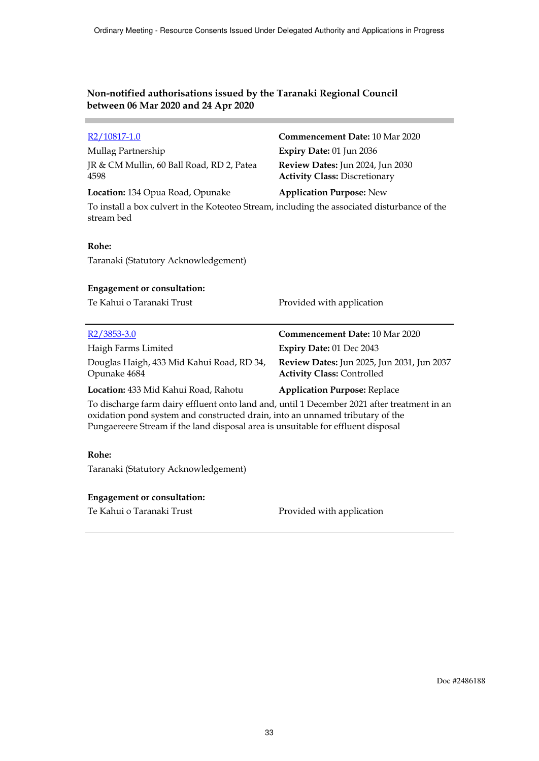## Non-notified authorisations issued by the Taranaki Regional Council between 06 Mar 2020 and 24 Apr 2020

---

R2/10817-1.0

Mullag Partnership

JR & CM Mullin, 60 Ball Road, RD 2, Patea 4598

**Commencement Date:** 10 Mar 2020

**Expiry Date:** 01 Jun 2036

**Review Dates:** Jun 2024, Jun 2030

**Activity Class:** Discretionary

**Location:** 134 Opua Road, Opunake

**Application Purpose:** New

To install a box culvert in the Koteoteo Stream, including the associated disturbance of the stream bed

**Rohe:**

Taranaki (Statutory Acknowledgement)

**Engagement or consultation:**

Te Kahui o Taranaki Trust — Provided with application

---

R2/3853-3.0

Haigh Farms Limited

Douglas Haigh, 433 Mid Kahui Road, RD 34, Opunake 4684

**Commencement Date:** 10 Mar 2020

**Expiry Date:** 01 Dec 2043

**Review Dates:** Jun 2025, Jun 2031, Jun 2037

**Activity Class:** Controlled

**Location:** 433 Mid Kahui Road, Rahotu

**Application Purpose:** Replace

To discharge farm dairy effluent onto land and, until 1 December 2021 after treatment in an oxidation pond system and constructed drain, into an unnamed tributary of the Pungaereere Stream if the land disposal area is unsuitable for effluent disposal

**Rohe:**

Taranaki (Statutory Acknowledgement)

**Engagement or consultation:**

Te Kahui o Taranaki Trust — Provided with application

---

Doc #2486188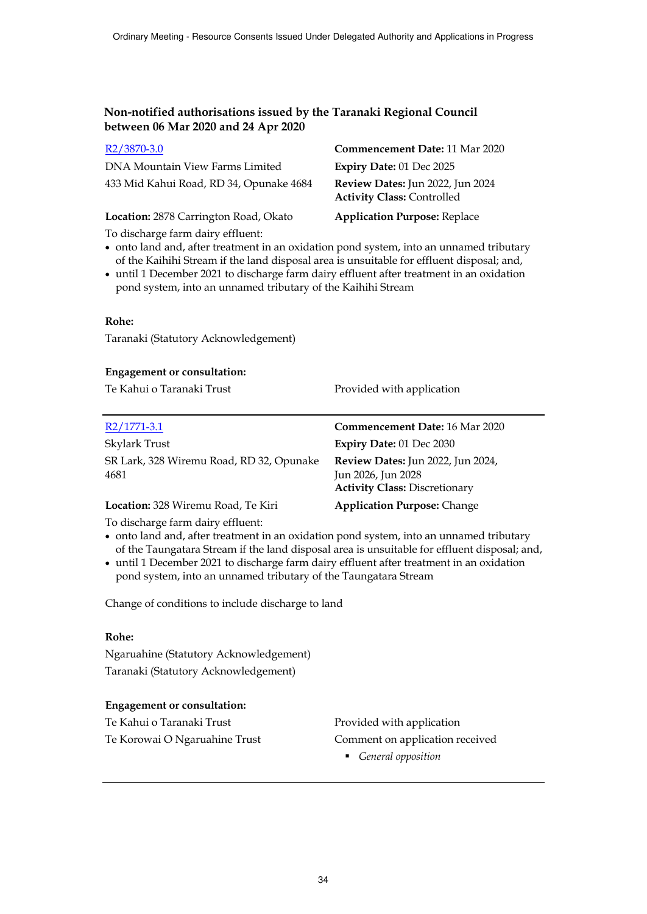## Non-notified authorisations issued by the Taranaki Regional Council between 06 Mar 2020 and 24 Apr 2020

R2/3870-3.0

DNA Mountain View Farms Limited

433 Mid Kahui Road, RD 34, Opunake 4684

**Location:** 2878 Carrington Road, Okato

**Commencement Date:** 11 Mar 2020

**Expiry Date:** 01 Dec 2025

**Review Dates:** Jun 2022, Jun 2024

**Activity Class:** Controlled

**Application Purpose:** Replace

To discharge farm dairy effluent:

- onto land and, after treatment in an oxidation pond system, into an unnamed tributary of the Kaihihi Stream if the land disposal area is unsuitable for effluent disposal; and,
- until 1 December 2021 to discharge farm dairy effluent after treatment in an oxidation pond system, into an unnamed tributary of the Kaihihi Stream

**Rohe:**

Taranaki (Statutory Acknowledgement)

**Engagement or consultation:**

| | |
|---|---|
| Te Kahui o Taranaki Trust | Provided with application |

---

R2/1771-3.1

Skylark Trust

SR Lark, 328 Wiremu Road, RD 32, Opunake 4681

**Location:** 328 Wiremu Road, Te Kiri

**Commencement Date:** 16 Mar 2020

**Expiry Date:** 01 Dec 2030

**Review Dates:** Jun 2022, Jun 2024, Jun 2026, Jun 2028

**Activity Class:** Discretionary

**Application Purpose:** Change

To discharge farm dairy effluent:

- onto land and, after treatment in an oxidation pond system, into an unnamed tributary of the Taungatara Stream if the land disposal area is unsuitable for effluent disposal; and,
- until 1 December 2021 to discharge farm dairy effluent after treatment in an oxidation pond system, into an unnamed tributary of the Taungatara Stream

Change of conditions to include discharge to land

**Rohe:**

Ngaruahine (Statutory Acknowledgement)

Taranaki (Statutory Acknowledgement)

**Engagement or consultation:**

| | |
|---|---|
| Te Kahui o Taranaki Trust | Provided with application |
| Te Korowai O Ngaruahine Trust | Comment on application received<br>- *General opposition* |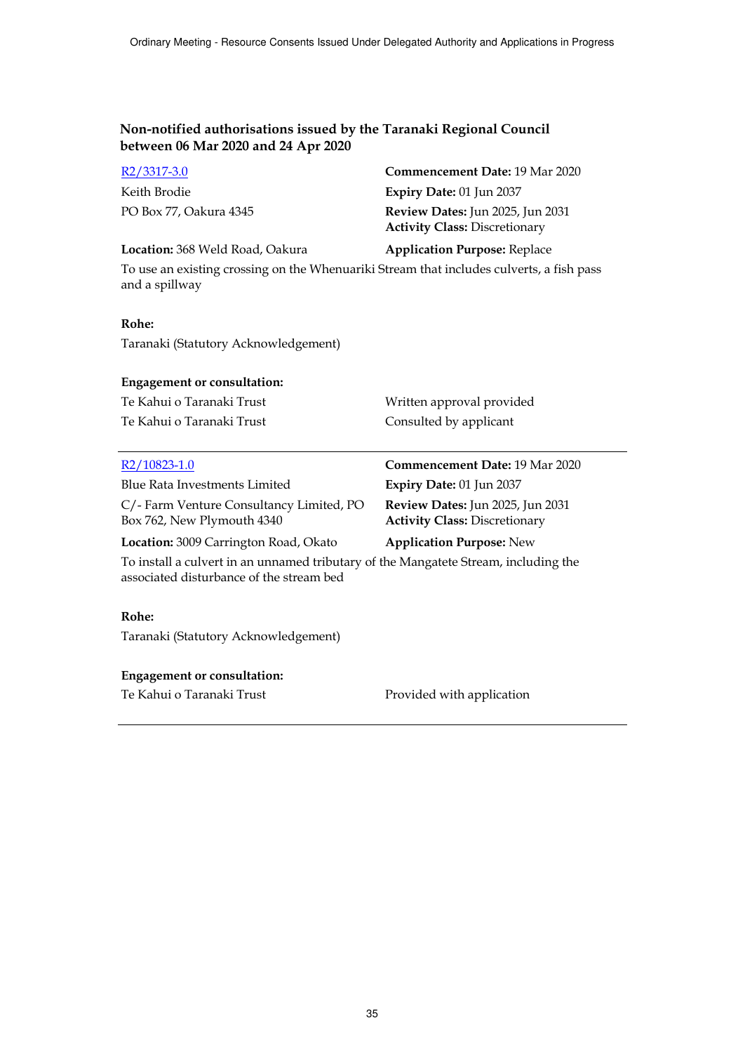## Non-notified authorisations issued by the Taranaki Regional Council between 06 Mar 2020 and 24 Apr 2020

R2/3317-3.0

Keith Brodie
PO Box 77, Oakura 4345

**Commencement Date:** 19 Mar 2020
**Expiry Date:** 01 Jun 2037
**Review Dates:** Jun 2025, Jun 2031
**Activity Class:** Discretionary

**Location:** 368 Weld Road, Oakura
**Application Purpose:** Replace

To use an existing crossing on the Whenuariki Stream that includes culverts, a fish pass and a spillway

**Rohe:**

Taranaki (Statutory Acknowledgement)

**Engagement or consultation:**

| | |
|---|---|
| Te Kahui o Taranaki Trust | Written approval provided |
| Te Kahui o Taranaki Trust | Consulted by applicant |

---

R2/10823-1.0

Blue Rata Investments Limited
C/- Farm Venture Consultancy Limited, PO Box 762, New Plymouth 4340

**Commencement Date:** 19 Mar 2020
**Expiry Date:** 01 Jun 2037
**Review Dates:** Jun 2025, Jun 2031
**Activity Class:** Discretionary

**Location:** 3009 Carrington Road, Okato
**Application Purpose:** New

To install a culvert in an unnamed tributary of the Mangatete Stream, including the associated disturbance of the stream bed

**Rohe:**

Taranaki (Statutory Acknowledgement)

**Engagement or consultation:**

| | |
|---|---|
| Te Kahui o Taranaki Trust | Provided with application |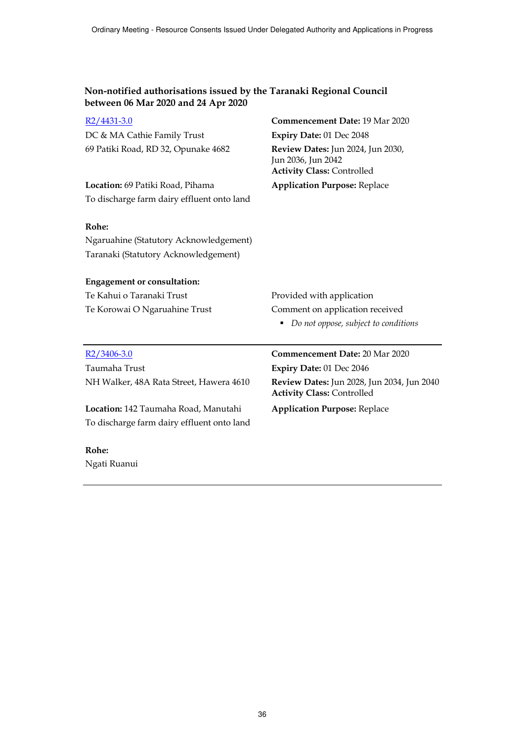### Non-notified authorisations issued by the Taranaki Regional Council between 06 Mar 2020 and 24 Apr 2020

R2/4431-3.0

DC & MA Cathie Family Trust
69 Patiki Road, RD 32, Opunake 4682

**Commencement Date:** 19 Mar 2020
**Expiry Date:** 01 Dec 2048
**Review Dates:** Jun 2024, Jun 2030, Jun 2036, Jun 2042
**Activity Class:** Controlled

**Location:** 69 Patiki Road, Pihama
To discharge farm dairy effluent onto land

**Application Purpose:** Replace

**Rohe:**
Ngaruahine (Statutory Acknowledgement)
Taranaki (Statutory Acknowledgement)

**Engagement or consultation:**

Te Kahui o Taranaki Trust — Provided with application

Te Korowai O Ngaruahine Trust — Comment on application received

- *Do not oppose, subject to conditions*

---

R2/3406-3.0

Taumaha Trust
NH Walker, 48A Rata Street, Hawera 4610

**Commencement Date:** 20 Mar 2020
**Expiry Date:** 01 Dec 2046
**Review Dates:** Jun 2028, Jun 2034, Jun 2040
**Activity Class:** Controlled

**Location:** 142 Taumaha Road, Manutahi
To discharge farm dairy effluent onto land

**Application Purpose:** Replace

**Rohe:**
Ngati Ruanui

---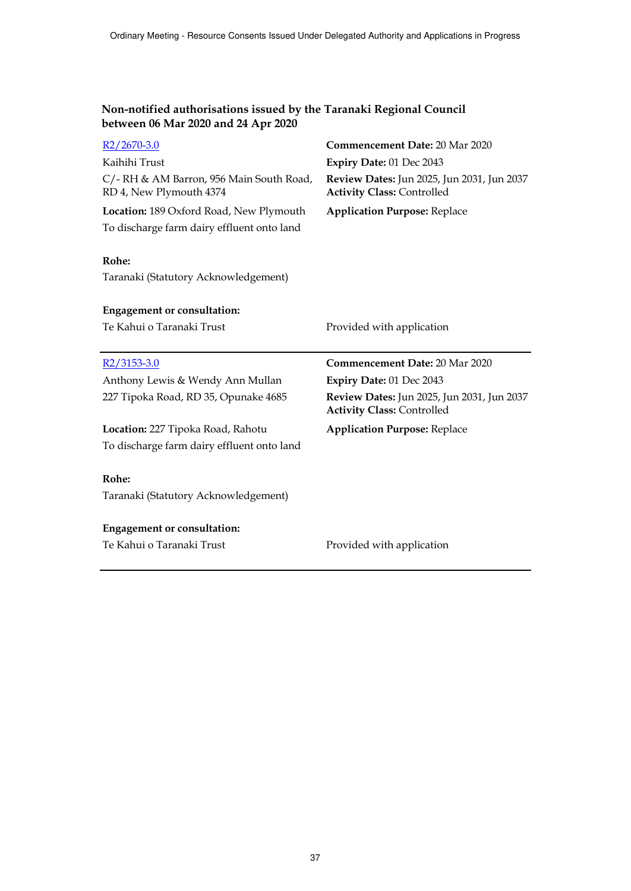### Non-notified authorisations issued by the Taranaki Regional Council between 06 Mar 2020 and 24 Apr 2020

R2/2670-3.0
Kaihihi Trust
C/- RH & AM Barron, 956 Main South Road, RD 4, New Plymouth 4374
**Location:** 189 Oxford Road, New Plymouth
To discharge farm dairy effluent onto land

**Commencement Date:** 20 Mar 2020
**Expiry Date:** 01 Dec 2043
**Review Dates:** Jun 2025, Jun 2031, Jun 2037
**Activity Class:** Controlled
**Application Purpose:** Replace

**Rohe:**
Taranaki (Statutory Acknowledgement)

**Engagement or consultation:**
Te Kahui o Taranaki Trust — Provided with application

---

R2/3153-3.0
Anthony Lewis & Wendy Ann Mullan
227 Tipoka Road, RD 35, Opunake 4685
**Location:** 227 Tipoka Road, Rahotu
To discharge farm dairy effluent onto land

**Commencement Date:** 20 Mar 2020
**Expiry Date:** 01 Dec 2043
**Review Dates:** Jun 2025, Jun 2031, Jun 2037
**Activity Class:** Controlled
**Application Purpose:** Replace

**Rohe:**
Taranaki (Statutory Acknowledgement)

**Engagement or consultation:**
Te Kahui o Taranaki Trust — Provided with application

---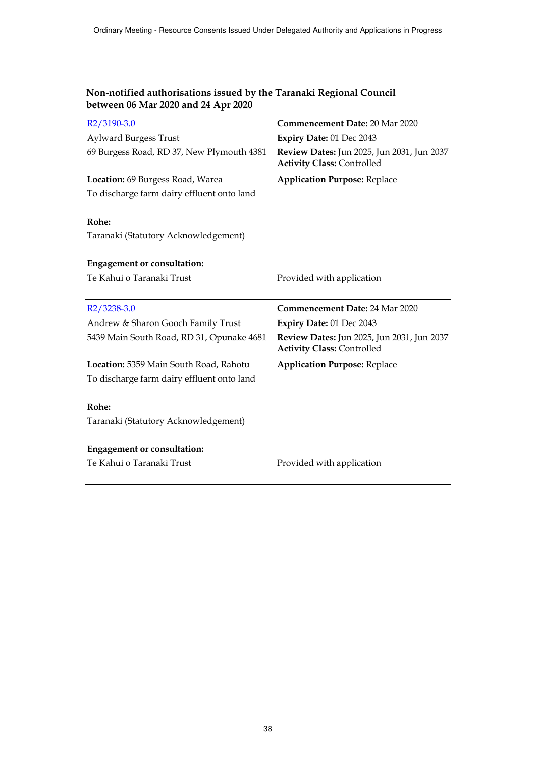## Non-notified authorisations issued by the Taranaki Regional Council between 06 Mar 2020 and 24 Apr 2020

[R2/3190-3.0]

Aylward Burgess Trust
69 Burgess Road, RD 37, New Plymouth 4381

**Commencement Date:** 20 Mar 2020
**Expiry Date:** 01 Dec 2043
**Review Dates:** Jun 2025, Jun 2031, Jun 2037
**Activity Class:** Controlled

**Location:** 69 Burgess Road, Warea
To discharge farm dairy effluent onto land

**Application Purpose:** Replace

**Rohe:**
Taranaki (Statutory Acknowledgement)

**Engagement or consultation:**

Te Kahui o Taranaki Trust — Provided with application

---

[R2/3238-3.0]

Andrew & Sharon Gooch Family Trust
5439 Main South Road, RD 31, Opunake 4681

**Commencement Date:** 24 Mar 2020
**Expiry Date:** 01 Dec 2043
**Review Dates:** Jun 2025, Jun 2031, Jun 2037
**Activity Class:** Controlled

**Location:** 5359 Main South Road, Rahotu
To discharge farm dairy effluent onto land

**Application Purpose:** Replace

**Rohe:**
Taranaki (Statutory Acknowledgement)

**Engagement or consultation:**

Te Kahui o Taranaki Trust — Provided with application

---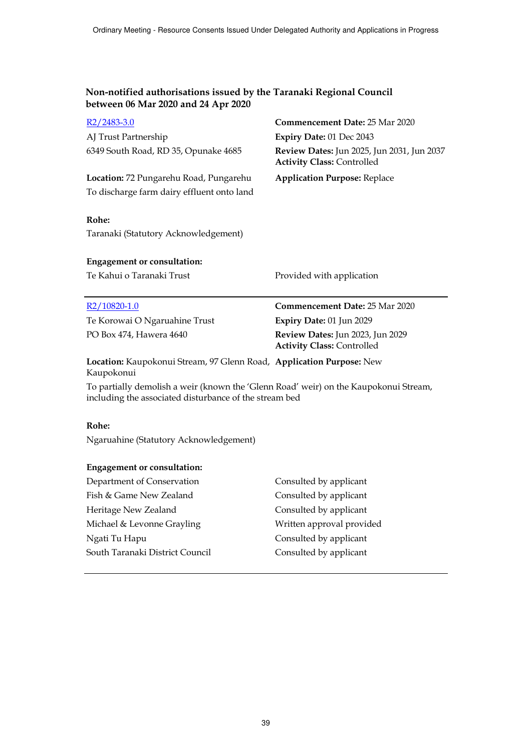## Non-notified authorisations issued by the Taranaki Regional Council between 06 Mar 2020 and 24 Apr 2020

[R2/2483-3.0](R2/2483-3.0)

AJ Trust Partnership
6349 South Road, RD 35, Opunake 4685

**Commencement Date:** 25 Mar 2020
**Expiry Date:** 01 Dec 2043
**Review Dates:** Jun 2025, Jun 2031, Jun 2037
**Activity Class:** Controlled

**Location:** 72 Pungarehu Road, Pungarehu

**Application Purpose:** Replace

To discharge farm dairy effluent onto land

**Rohe:**
Taranaki (Statutory Acknowledgement)

**Engagement or consultation:**

| | |
|---|---|
| Te Kahui o Taranaki Trust | Provided with application |

---

[R2/10820-1.0](R2/10820-1.0)

Te Korowai O Ngaruahine Trust
PO Box 474, Hawera 4640

**Commencement Date:** 25 Mar 2020
**Expiry Date:** 01 Jun 2029
**Review Dates:** Jun 2023, Jun 2029
**Activity Class:** Controlled

**Location:** Kaupokonui Stream, 97 Glenn Road, Kaupokonui

**Application Purpose:** New

To partially demolish a weir (known the 'Glenn Road' weir) on the Kaupokonui Stream, including the associated disturbance of the stream bed

**Rohe:**
Ngaruahine (Statutory Acknowledgement)

**Engagement or consultation:**

| | |
|---|---|
| Department of Conservation | Consulted by applicant |
| Fish & Game New Zealand | Consulted by applicant |
| Heritage New Zealand | Consulted by applicant |
| Michael & Levonne Grayling | Written approval provided |
| Ngati Tu Hapu | Consulted by applicant |
| South Taranaki District Council | Consulted by applicant |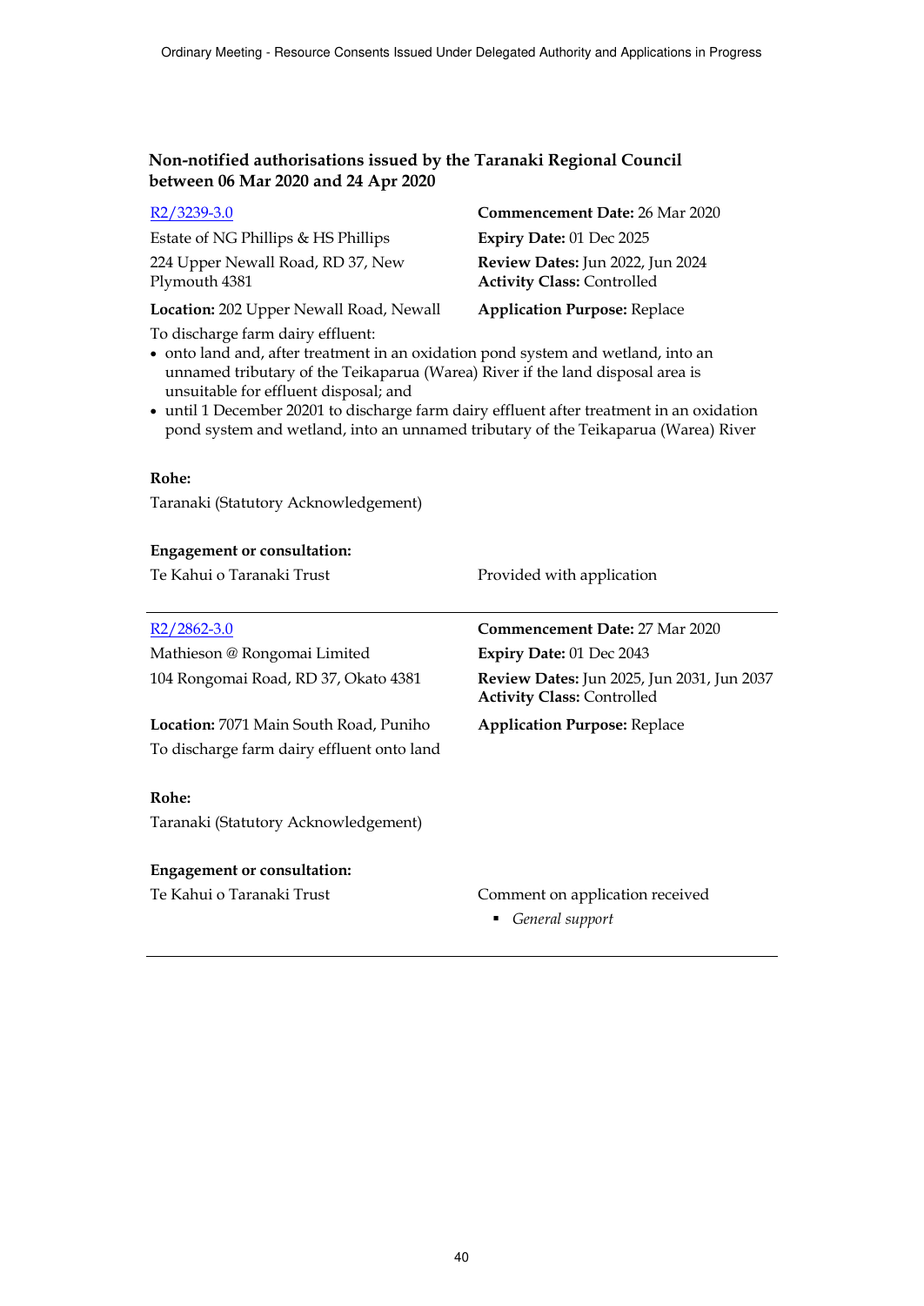### Non-notified authorisations issued by the Taranaki Regional Council between 06 Mar 2020 and 24 Apr 2020

[R2/3239-3.0]

Estate of NG Phillips & HS Phillips

224 Upper Newall Road, RD 37, New Plymouth 4381

**Location:** 202 Upper Newall Road, Newall

**Commencement Date:** 26 Mar 2020

**Expiry Date:** 01 Dec 2025

**Review Dates:** Jun 2022, Jun 2024

**Activity Class:** Controlled

**Application Purpose:** Replace

To discharge farm dairy effluent:

- onto land and, after treatment in an oxidation pond system and wetland, into an unnamed tributary of the Teikaparua (Warea) River if the land disposal area is unsuitable for effluent disposal; and
- until 1 December 20201 to discharge farm dairy effluent after treatment in an oxidation pond system and wetland, into an unnamed tributary of the Teikaparua (Warea) River

**Rohe:**

Taranaki (Statutory Acknowledgement)

**Engagement or consultation:**

| | |
|---|---|
| Te Kahui o Taranaki Trust | Provided with application |

---

[R2/2862-3.0]

Mathieson @ Rongomai Limited

104 Rongomai Road, RD 37, Okato 4381

**Location:** 7071 Main South Road, Puniho

**Commencement Date:** 27 Mar 2020

**Expiry Date:** 01 Dec 2043

**Review Dates:** Jun 2025, Jun 2031, Jun 2037

**Activity Class:** Controlled

**Application Purpose:** Replace

To discharge farm dairy effluent onto land

**Rohe:**

Taranaki (Statutory Acknowledgement)

**Engagement or consultation:**

| | |
|---|---|
| Te Kahui o Taranaki Trust | Comment on application received<br>▪ *General support* |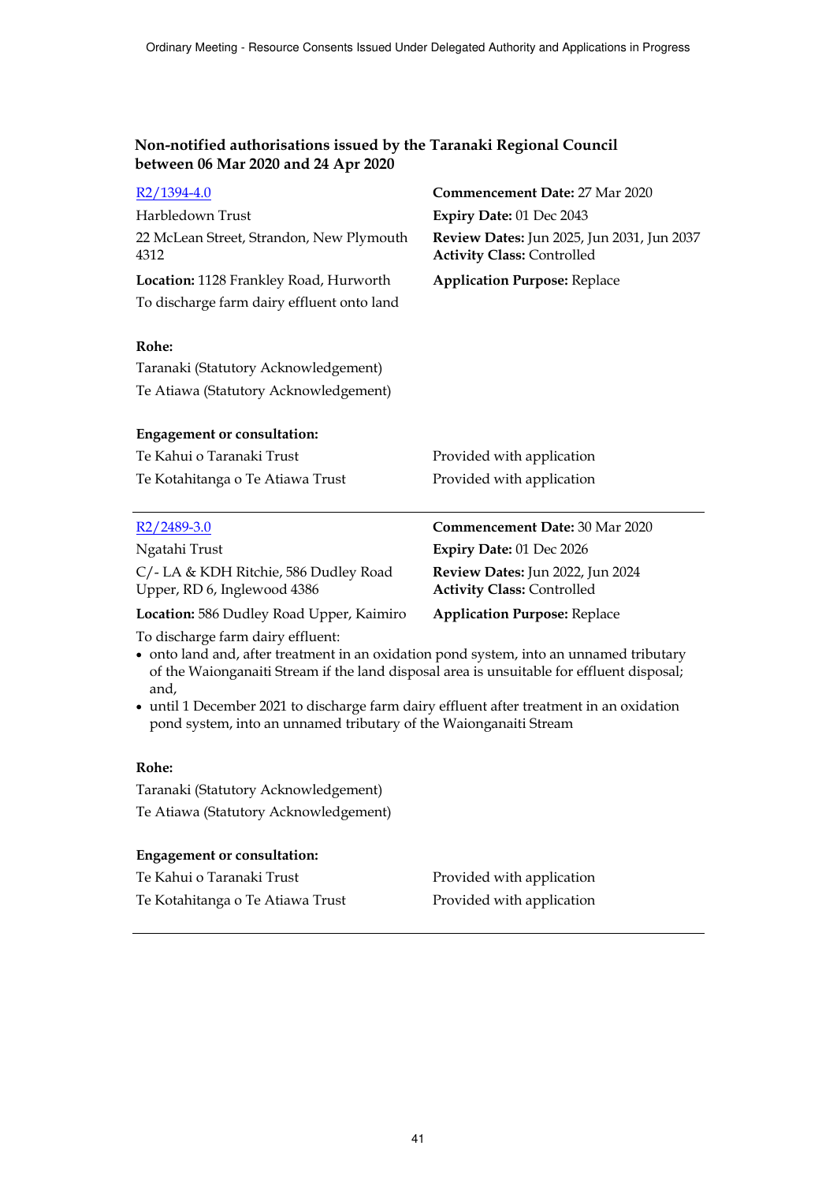## Non-notified authorisations issued by the Taranaki Regional Council between 06 Mar 2020 and 24 Apr 2020

[R2/1394-4.0](R2/1394-4.0)

Harbledown Trust

22 McLean Street, Strandon, New Plymouth 4312

**Location:** 1128 Frankley Road, Hurworth

To discharge farm dairy effluent onto land

**Commencement Date:** 27 Mar 2020

**Expiry Date:** 01 Dec 2043

**Review Dates:** Jun 2025, Jun 2031, Jun 2037

**Activity Class:** Controlled

**Application Purpose:** Replace

**Rohe:**

Taranaki (Statutory Acknowledgement)

Te Atiawa (Statutory Acknowledgement)

**Engagement or consultation:**

| | |
|---|---|
| Te Kahui o Taranaki Trust | Provided with application |
| Te Kotahitanga o Te Atiawa Trust | Provided with application |

---

[R2/2489-3.0](R2/2489-3.0)

Ngatahi Trust

C/- LA & KDH Ritchie, 586 Dudley Road Upper, RD 6, Inglewood 4386

**Location:** 586 Dudley Road Upper, Kaimiro

**Commencement Date:** 30 Mar 2020

**Expiry Date:** 01 Dec 2026

**Review Dates:** Jun 2022, Jun 2024

**Activity Class:** Controlled

**Application Purpose:** Replace

To discharge farm dairy effluent:

- onto land and, after treatment in an oxidation pond system, into an unnamed tributary of the Waionganaiti Stream if the land disposal area is unsuitable for effluent disposal; and,
- until 1 December 2021 to discharge farm dairy effluent after treatment in an oxidation pond system, into an unnamed tributary of the Waionganaiti Stream

**Rohe:**

Taranaki (Statutory Acknowledgement)

Te Atiawa (Statutory Acknowledgement)

**Engagement or consultation:**

| | |
|---|---|
| Te Kahui o Taranaki Trust | Provided with application |
| Te Kotahitanga o Te Atiawa Trust | Provided with application |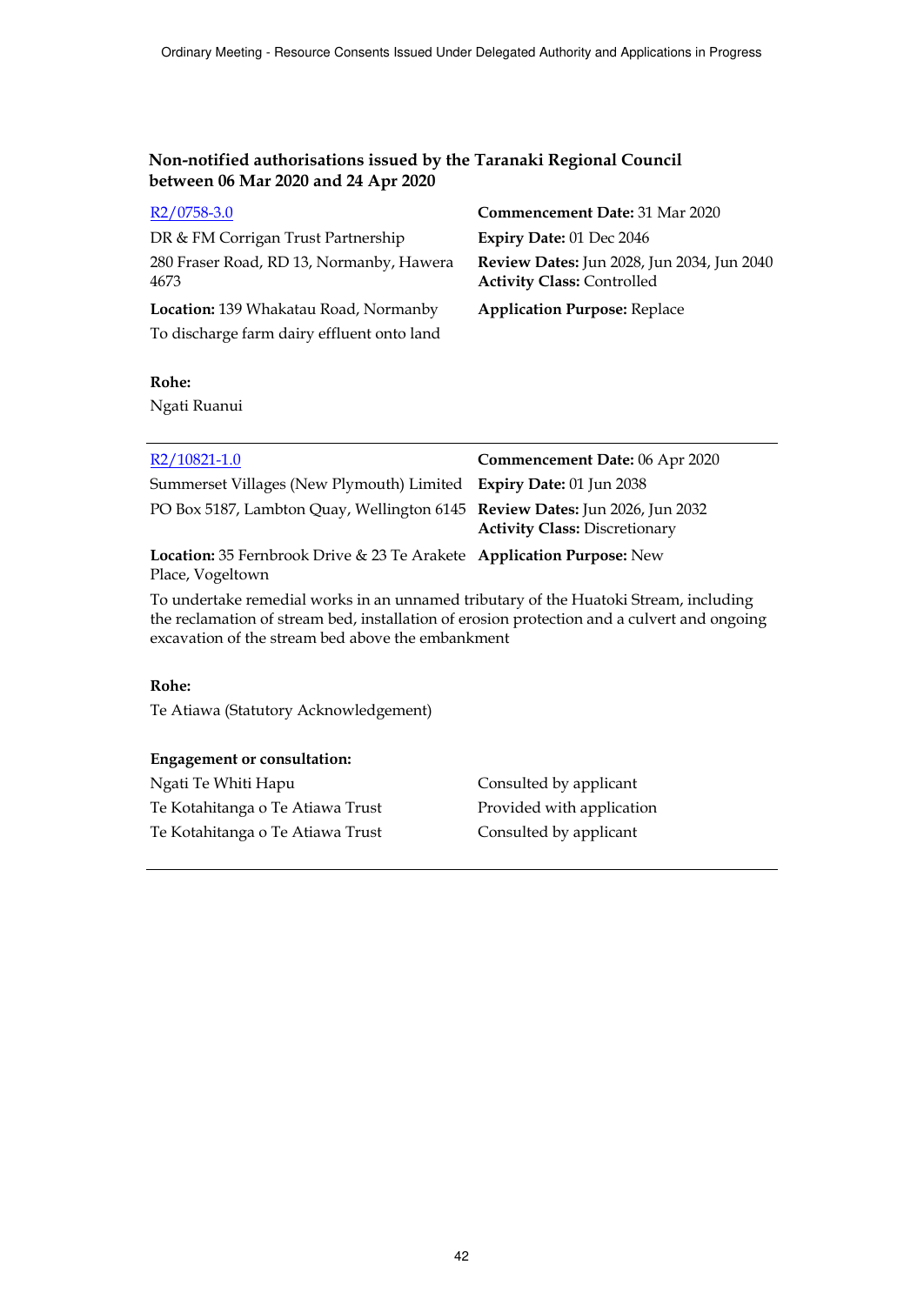## Non-notified authorisations issued by the Taranaki Regional Council between 06 Mar 2020 and 24 Apr 2020

[R2/0758-3.0](R2/0758-3.0)

DR & FM Corrigan Trust Partnership

280 Fraser Road, RD 13, Normanby, Hawera 4673

**Location:** 139 Whakatau Road, Normanby

To discharge farm dairy effluent onto land

**Commencement Date:** 31 Mar 2020

**Expiry Date:** 01 Dec 2046

**Review Dates:** Jun 2028, Jun 2034, Jun 2040

**Activity Class:** Controlled

**Application Purpose:** Replace

**Rohe:**

Ngati Ruanui

---

[R2/10821-1.0](R2/10821-1.0)

Summerset Villages (New Plymouth) Limited

PO Box 5187, Lambton Quay, Wellington 6145

**Location:** 35 Fernbrook Drive & 23 Te Arakete Place, Vogeltown

**Commencement Date:** 06 Apr 2020

**Expiry Date:** 01 Jun 2038

**Review Dates:** Jun 2026, Jun 2032

**Activity Class:** Discretionary

**Application Purpose:** New

To undertake remedial works in an unnamed tributary of the Huatoki Stream, including the reclamation of stream bed, installation of erosion protection and a culvert and ongoing excavation of the stream bed above the embankment

**Rohe:**

Te Atiawa (Statutory Acknowledgement)

**Engagement or consultation:**

| | |
|---|---|
| Ngati Te Whiti Hapu | Consulted by applicant |
| Te Kotahitanga o Te Atiawa Trust | Provided with application |
| Te Kotahitanga o Te Atiawa Trust | Consulted by applicant |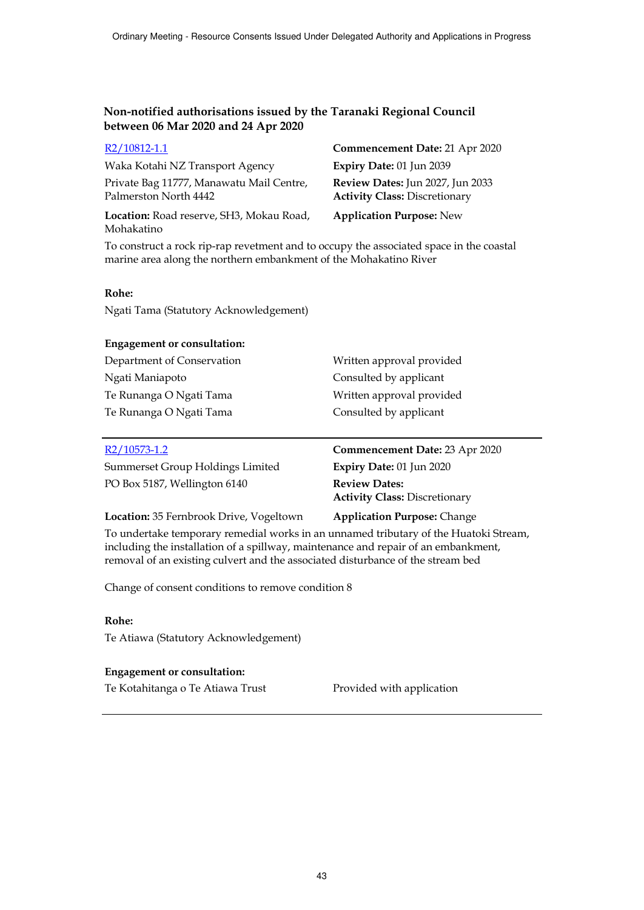### Non-notified authorisations issued by the Taranaki Regional Council between 06 Mar 2020 and 24 Apr 2020

R2/10812-1.1

Waka Kotahi NZ Transport Agency

Private Bag 11777, Manawatu Mail Centre, Palmerston North 4442

**Location:** Road reserve, SH3, Mokau Road, Mohakatino

**Commencement Date:** 21 Apr 2020

**Expiry Date:** 01 Jun 2039

**Review Dates:** Jun 2027, Jun 2033

**Activity Class:** Discretionary

**Application Purpose:** New

To construct a rock rip-rap revetment and to occupy the associated space in the coastal marine area along the northern embankment of the Mohakatino River

**Rohe:**

Ngati Tama (Statutory Acknowledgement)

**Engagement or consultation:**

| | |
|---|---|
| Department of Conservation | Written approval provided |
| Ngati Maniapoto | Consulted by applicant |
| Te Runanga O Ngati Tama | Written approval provided |
| Te Runanga O Ngati Tama | Consulted by applicant |

---

R2/10573-1.2

Summerset Group Holdings Limited

PO Box 5187, Wellington 6140

**Location:** 35 Fernbrook Drive, Vogeltown

**Commencement Date:** 23 Apr 2020

**Expiry Date:** 01 Jun 2020

**Review Dates:**

**Activity Class:** Discretionary

**Application Purpose:** Change

To undertake temporary remedial works in an unnamed tributary of the Huatoki Stream, including the installation of a spillway, maintenance and repair of an embankment, removal of an existing culvert and the associated disturbance of the stream bed

Change of consent conditions to remove condition 8

**Rohe:**

Te Atiawa (Statutory Acknowledgement)

**Engagement or consultation:**

| | |
|---|---|
| Te Kotahitanga o Te Atiawa Trust | Provided with application |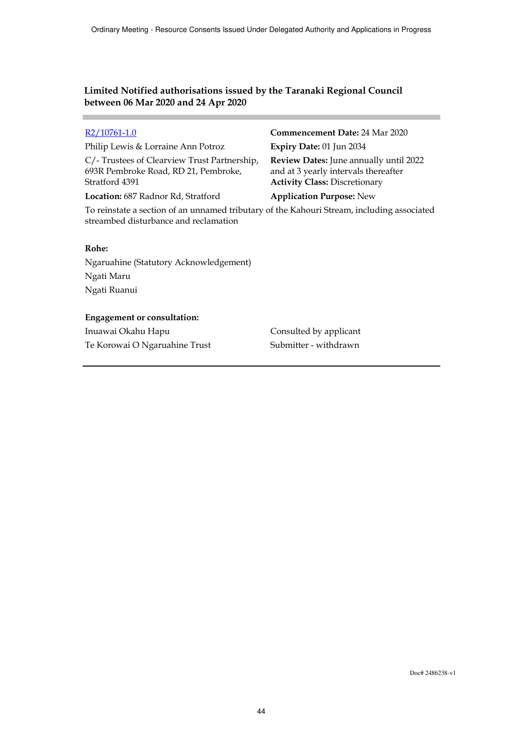## Limited Notified authorisations issued by the Taranaki Regional Council between 06 Mar 2020 and 24 Apr 2020

R2/10761-1.0

Philip Lewis & Lorraine Ann Potroz

C/- Trustees of Clearview Trust Partnership, 693R Pembroke Road, RD 21, Pembroke, Stratford 4391

**Location:** 687 Radnor Rd, Stratford

**Commencement Date:** 24 Mar 2020

**Expiry Date:** 01 Jun 2034

**Review Dates:** June annually until 2022 and at 3 yearly intervals thereafter

**Activity Class:** Discretionary

**Application Purpose:** New

To reinstate a section of an unnamed tributary of the Kahouri Stream, including associated streambed disturbance and reclamation

**Rohe:**

Ngaruahine (Statutory Acknowledgement)

Ngati Maru

Ngati Ruanui

**Engagement or consultation:**

| | |
|---|---|
| Inuawai Okahu Hapu | Consulted by applicant |
| Te Korowai O Ngaruahine Trust | Submitter - withdrawn |

Doc# 2486238-v1